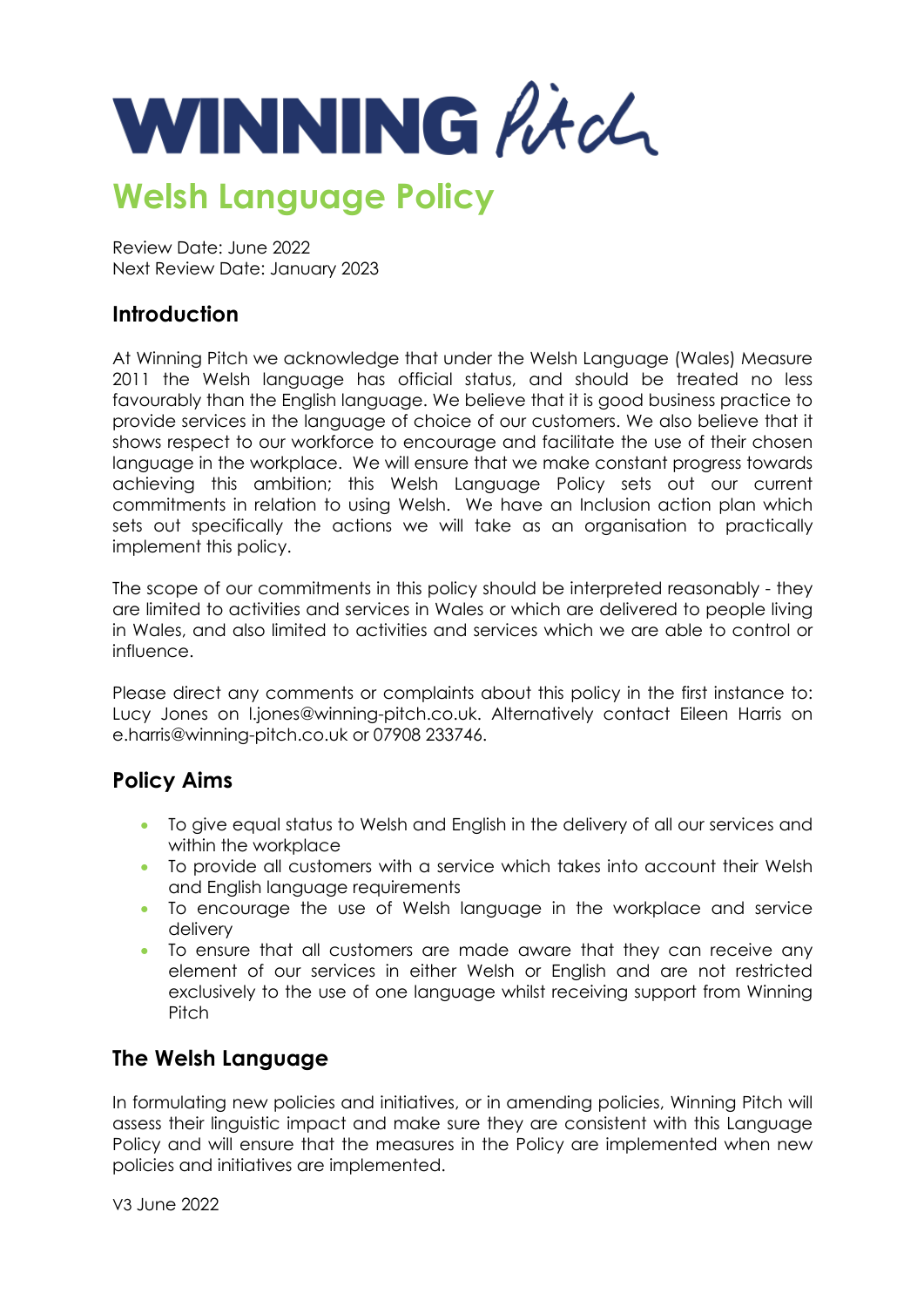# WINNING Pitch

# Welsh Language Policy

Review Date: June 2022
Next Review Date: January 2023

## Introduction

At Winning Pitch we acknowledge that under the Welsh Language (Wales) Measure 2011 the Welsh language has official status, and should be treated no less favourably than the English language. We believe that it is good business practice to provide services in the language of choice of our customers. We also believe that it shows respect to our workforce to encourage and facilitate the use of their chosen language in the workplace. We will ensure that we make constant progress towards achieving this ambition; this Welsh Language Policy sets out our current commitments in relation to using Welsh. We have an Inclusion action plan which sets out specifically the actions we will take as an organisation to practically implement this policy.

The scope of our commitments in this policy should be interpreted reasonably - they are limited to activities and services in Wales or which are delivered to people living in Wales, and also limited to activities and services which we are able to control or influence.

Please direct any comments or complaints about this policy in the first instance to: Lucy Jones on l.jones@winning-pitch.co.uk. Alternatively contact Eileen Harris on e.harris@winning-pitch.co.uk or 07908 233746.

## Policy Aims

- To give equal status to Welsh and English in the delivery of all our services and within the workplace
- To provide all customers with a service which takes into account their Welsh and English language requirements
- To encourage the use of Welsh language in the workplace and service delivery
- To ensure that all customers are made aware that they can receive any element of our services in either Welsh or English and are not restricted exclusively to the use of one language whilst receiving support from Winning Pitch

## The Welsh Language

In formulating new policies and initiatives, or in amending policies, Winning Pitch will assess their linguistic impact and make sure they are consistent with this Language Policy and will ensure that the measures in the Policy are implemented when new policies and initiatives are implemented.

V3 June 2022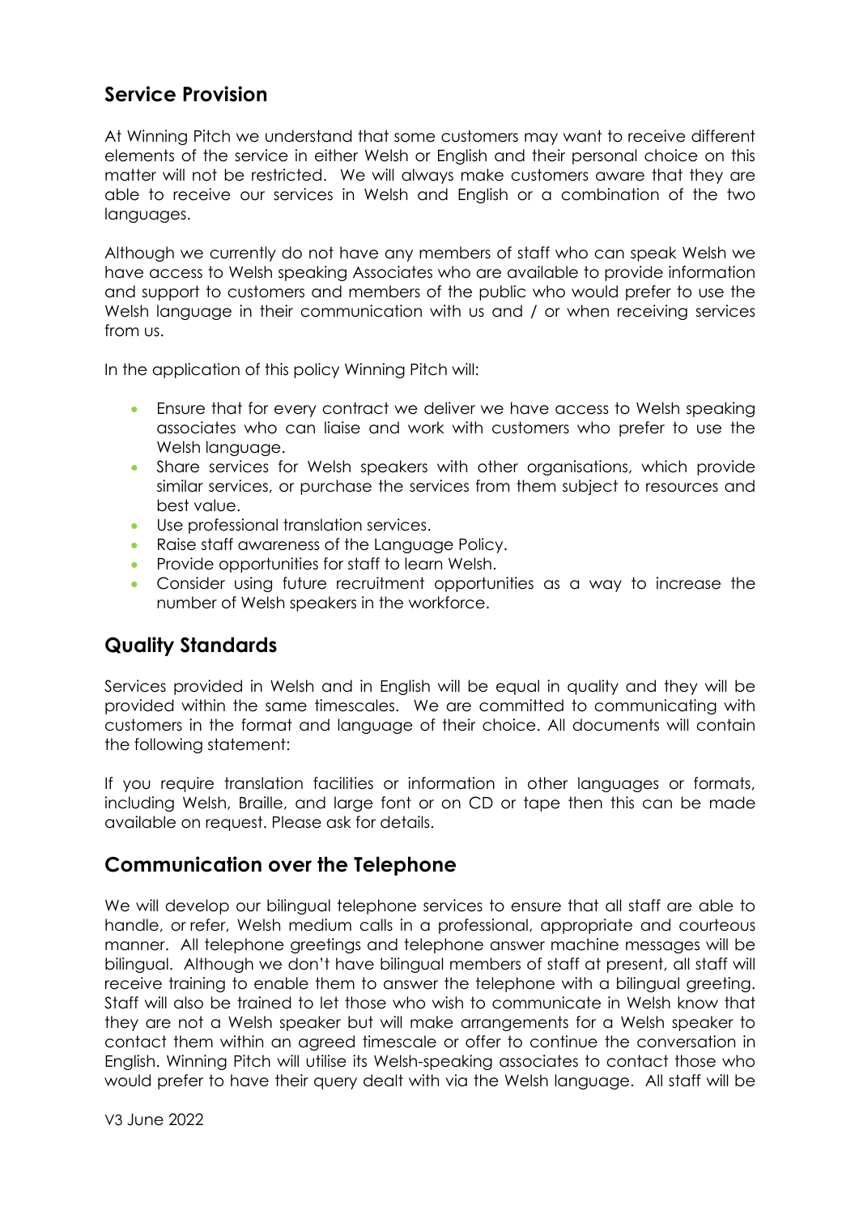## Service Provision

At Winning Pitch we understand that some customers may want to receive different elements of the service in either Welsh or English and their personal choice on this matter will not be restricted. We will always make customers aware that they are able to receive our services in Welsh and English or a combination of the two languages.

Although we currently do not have any members of staff who can speak Welsh we have access to Welsh speaking Associates who are available to provide information and support to customers and members of the public who would prefer to use the Welsh language in their communication with us and / or when receiving services from us.

In the application of this policy Winning Pitch will:

- Ensure that for every contract we deliver we have access to Welsh speaking associates who can liaise and work with customers who prefer to use the Welsh language.
- Share services for Welsh speakers with other organisations, which provide similar services, or purchase the services from them subject to resources and best value.
- Use professional translation services.
- Raise staff awareness of the Language Policy.
- Provide opportunities for staff to learn Welsh.
- Consider using future recruitment opportunities as a way to increase the number of Welsh speakers in the workforce.

## Quality Standards

Services provided in Welsh and in English will be equal in quality and they will be provided within the same timescales. We are committed to communicating with customers in the format and language of their choice. All documents will contain the following statement:

If you require translation facilities or information in other languages or formats, including Welsh, Braille, and large font or on CD or tape then this can be made available on request. Please ask for details.

## Communication over the Telephone

We will develop our bilingual telephone services to ensure that all staff are able to handle, or refer, Welsh medium calls in a professional, appropriate and courteous manner. All telephone greetings and telephone answer machine messages will be bilingual. Although we don't have bilingual members of staff at present, all staff will receive training to enable them to answer the telephone with a bilingual greeting. Staff will also be trained to let those who wish to communicate in Welsh know that they are not a Welsh speaker but will make arrangements for a Welsh speaker to contact them within an agreed timescale or offer to continue the conversation in English. Winning Pitch will utilise its Welsh-speaking associates to contact those who would prefer to have their query dealt with via the Welsh language. All staff will be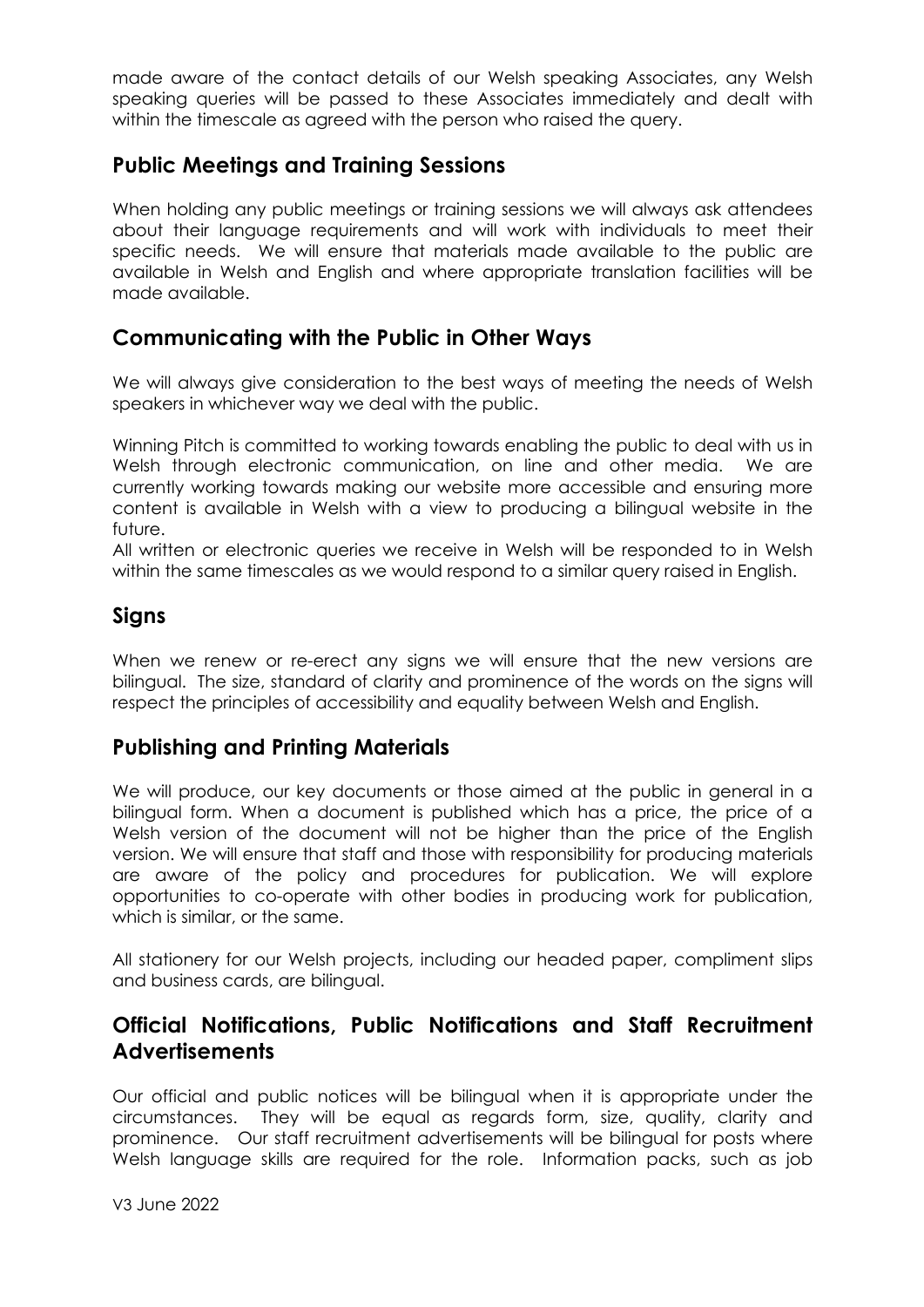made aware of the contact details of our Welsh speaking Associates, any Welsh speaking queries will be passed to these Associates immediately and dealt with within the timescale as agreed with the person who raised the query.

## Public Meetings and Training Sessions

When holding any public meetings or training sessions we will always ask attendees about their language requirements and will work with individuals to meet their specific needs. We will ensure that materials made available to the public are available in Welsh and English and where appropriate translation facilities will be made available.

## Communicating with the Public in Other Ways

We will always give consideration to the best ways of meeting the needs of Welsh speakers in whichever way we deal with the public.

Winning Pitch is committed to working towards enabling the public to deal with us in Welsh through electronic communication, on line and other media. We are currently working towards making our website more accessible and ensuring more content is available in Welsh with a view to producing a bilingual website in the future.

All written or electronic queries we receive in Welsh will be responded to in Welsh within the same timescales as we would respond to a similar query raised in English.

## Signs

When we renew or re-erect any signs we will ensure that the new versions are bilingual. The size, standard of clarity and prominence of the words on the signs will respect the principles of accessibility and equality between Welsh and English.

## Publishing and Printing Materials

We will produce, our key documents or those aimed at the public in general in a bilingual form. When a document is published which has a price, the price of a Welsh version of the document will not be higher than the price of the English version. We will ensure that staff and those with responsibility for producing materials are aware of the policy and procedures for publication. We will explore opportunities to co-operate with other bodies in producing work for publication, which is similar, or the same.

All stationery for our Welsh projects, including our headed paper, compliment slips and business cards, are bilingual.

## Official Notifications, Public Notifications and Staff Recruitment Advertisements

Our official and public notices will be bilingual when it is appropriate under the circumstances. They will be equal as regards form, size, quality, clarity and prominence. Our staff recruitment advertisements will be bilingual for posts where Welsh language skills are required for the role. Information packs, such as job

V3 June 2022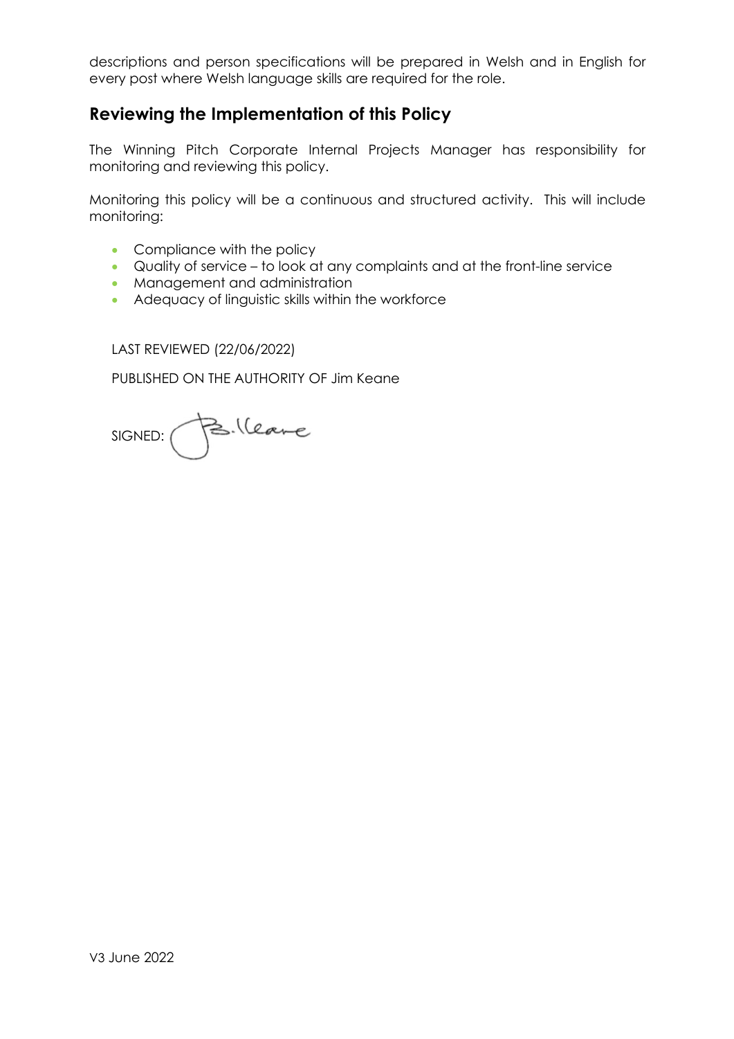descriptions and person specifications will be prepared in Welsh and in English for every post where Welsh language skills are required for the role.

## Reviewing the Implementation of this Policy

The Winning Pitch Corporate Internal Projects Manager has responsibility for monitoring and reviewing this policy.

Monitoring this policy will be a continuous and structured activity. This will include monitoring:

- Compliance with the policy
- Quality of service – to look at any complaints and at the front-line service
- Management and administration
- Adequacy of linguistic skills within the workforce

LAST REVIEWED (22/06/2022)

PUBLISHED ON THE AUTHORITY OF Jim Keane

SIGNED:

V3 June 2022